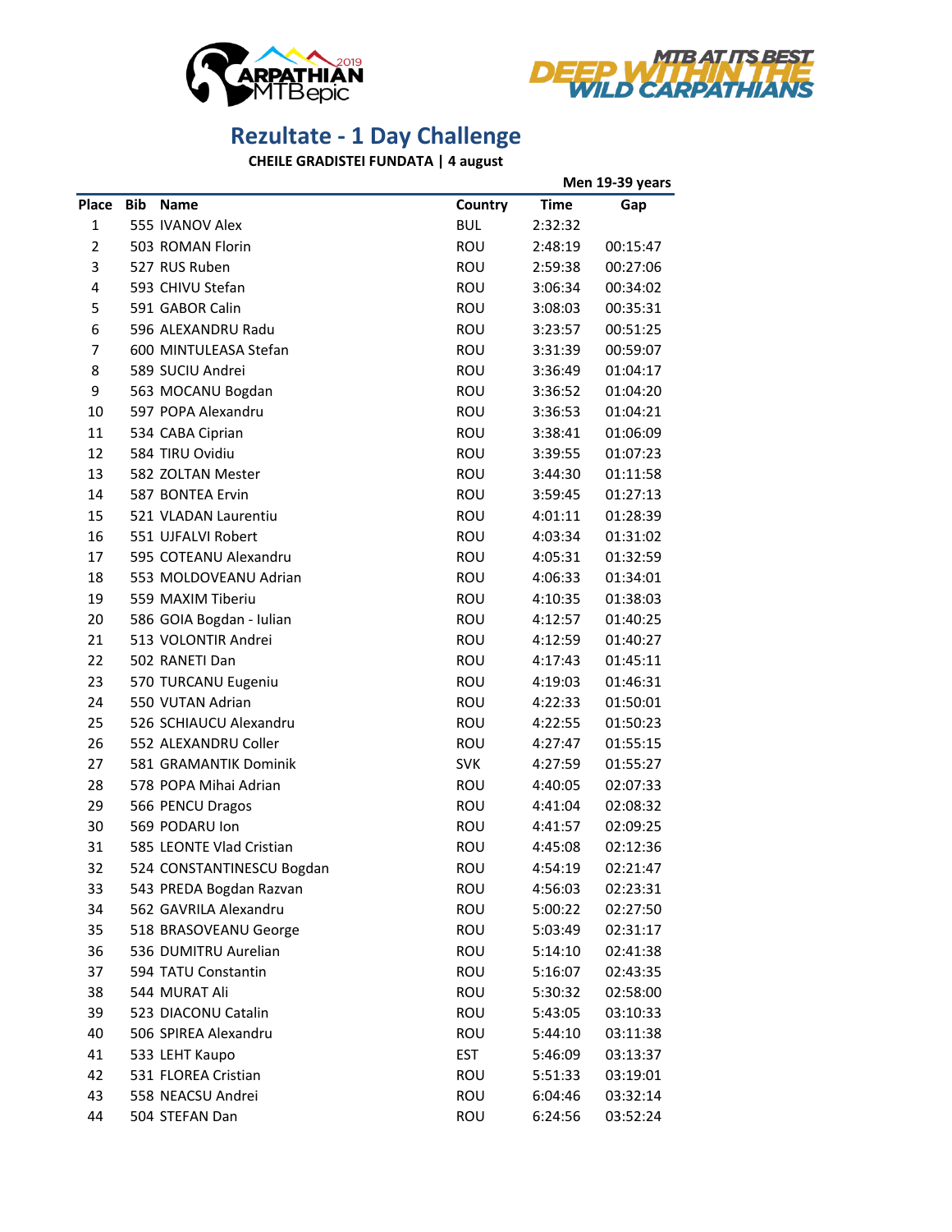# Rezultate - 1 Day Challenge

**CHEILE GRADISTEI FUNDATA | 4 august**

**Men 19-39 years**

| Place | Bib | Name | Country | Time | Gap |
|---|---|---|---|---|---|
| 1 | 555 | IVANOV Alex | BUL | 2:32:32 | |
| 2 | 503 | ROMAN Florin | ROU | 2:48:19 | 00:15:47 |
| 3 | 527 | RUS Ruben | ROU | 2:59:38 | 00:27:06 |
| 4 | 593 | CHIVU Stefan | ROU | 3:06:34 | 00:34:02 |
| 5 | 591 | GABOR Calin | ROU | 3:08:03 | 00:35:31 |
| 6 | 596 | ALEXANDRU Radu | ROU | 3:23:57 | 00:51:25 |
| 7 | 600 | MINTULEASA Stefan | ROU | 3:31:39 | 00:59:07 |
| 8 | 589 | SUCIU Andrei | ROU | 3:36:49 | 01:04:17 |
| 9 | 563 | MOCANU Bogdan | ROU | 3:36:52 | 01:04:20 |
| 10 | 597 | POPA Alexandru | ROU | 3:36:53 | 01:04:21 |
| 11 | 534 | CABA Ciprian | ROU | 3:38:41 | 01:06:09 |
| 12 | 584 | TIRU Ovidiu | ROU | 3:39:55 | 01:07:23 |
| 13 | 582 | ZOLTAN Mester | ROU | 3:44:30 | 01:11:58 |
| 14 | 587 | BONTEA Ervin | ROU | 3:59:45 | 01:27:13 |
| 15 | 521 | VLADAN Laurentiu | ROU | 4:01:11 | 01:28:39 |
| 16 | 551 | UJFALVI Robert | ROU | 4:03:34 | 01:31:02 |
| 17 | 595 | COTEANU Alexandru | ROU | 4:05:31 | 01:32:59 |
| 18 | 553 | MOLDOVEANU Adrian | ROU | 4:06:33 | 01:34:01 |
| 19 | 559 | MAXIM Tiberiu | ROU | 4:10:35 | 01:38:03 |
| 20 | 586 | GOIA Bogdan - Iulian | ROU | 4:12:57 | 01:40:25 |
| 21 | 513 | VOLONTIR Andrei | ROU | 4:12:59 | 01:40:27 |
| 22 | 502 | RANETI Dan | ROU | 4:17:43 | 01:45:11 |
| 23 | 570 | TURCANU Eugeniu | ROU | 4:19:03 | 01:46:31 |
| 24 | 550 | VUTAN Adrian | ROU | 4:22:33 | 01:50:01 |
| 25 | 526 | SCHIAUCU Alexandru | ROU | 4:22:55 | 01:50:23 |
| 26 | 552 | ALEXANDRU Coller | ROU | 4:27:47 | 01:55:15 |
| 27 | 581 | GRAMANTIK Dominik | SVK | 4:27:59 | 01:55:27 |
| 28 | 578 | POPA Mihai Adrian | ROU | 4:40:05 | 02:07:33 |
| 29 | 566 | PENCU Dragos | ROU | 4:41:04 | 02:08:32 |
| 30 | 569 | PODARU Ion | ROU | 4:41:57 | 02:09:25 |
| 31 | 585 | LEONTE Vlad Cristian | ROU | 4:45:08 | 02:12:36 |
| 32 | 524 | CONSTANTINESCU Bogdan | ROU | 4:54:19 | 02:21:47 |
| 33 | 543 | PREDA Bogdan Razvan | ROU | 4:56:03 | 02:23:31 |
| 34 | 562 | GAVRILA Alexandru | ROU | 5:00:22 | 02:27:50 |
| 35 | 518 | BRASOVEANU George | ROU | 5:03:49 | 02:31:17 |
| 36 | 536 | DUMITRU Aurelian | ROU | 5:14:10 | 02:41:38 |
| 37 | 594 | TATU Constantin | ROU | 5:16:07 | 02:43:35 |
| 38 | 544 | MURAT Ali | ROU | 5:30:32 | 02:58:00 |
| 39 | 523 | DIACONU Catalin | ROU | 5:43:05 | 03:10:33 |
| 40 | 506 | SPIREA Alexandru | ROU | 5:44:10 | 03:11:38 |
| 41 | 533 | LEHT Kaupo | EST | 5:46:09 | 03:13:37 |
| 42 | 531 | FLOREA Cristian | ROU | 5:51:33 | 03:19:01 |
| 43 | 558 | NEACSU Andrei | ROU | 6:04:46 | 03:32:14 |
| 44 | 504 | STEFAN Dan | ROU | 6:24:56 | 03:52:24 |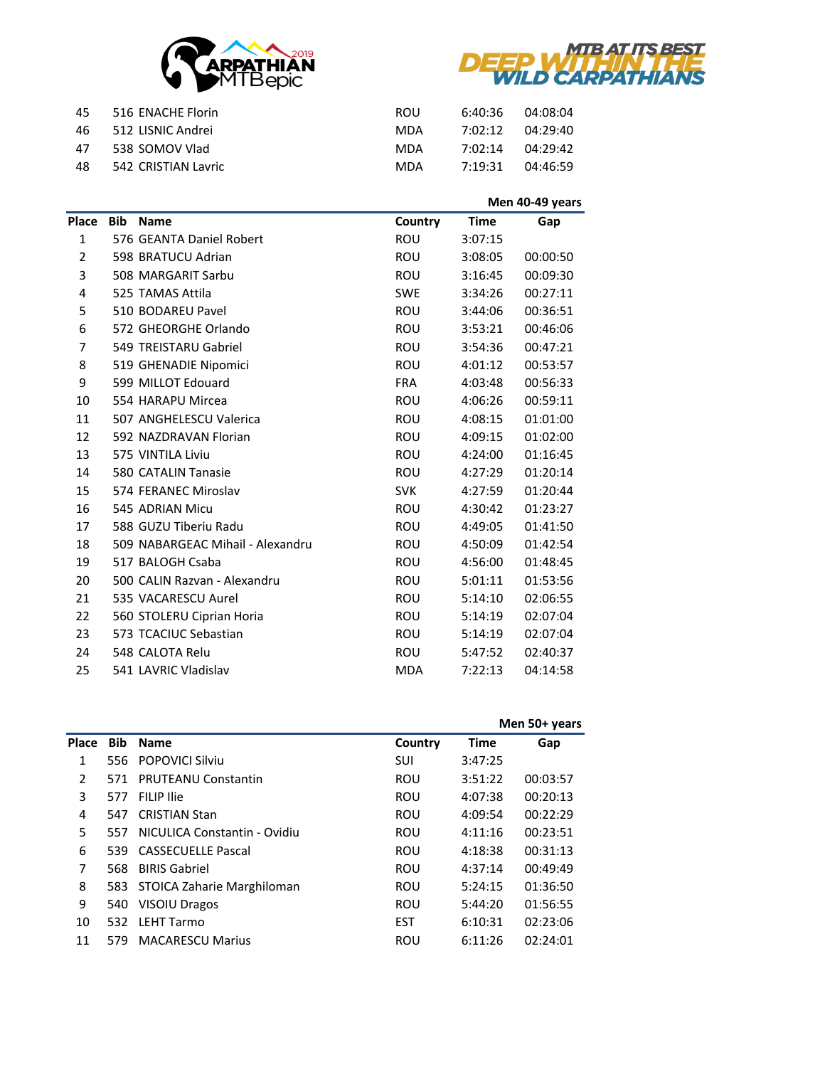| 45 | 516 | ENACHE Florin | ROU | 6:40:36 | 04:08:04 |
|---|---|---|---|---|---|
| 46 | 512 | LISNIC Andrei | MDA | 7:02:12 | 04:29:40 |
| 47 | 538 | SOMOV Vlad | MDA | 7:02:14 | 04:29:42 |
| 48 | 542 | CRISTIAN Lavric | MDA | 7:19:31 | 04:46:59 |

**Men 40-49 years**

| Place | Bib | Name | Country | Time | Gap |
|---|---|---|---|---|---|
| 1 | 576 | GEANTA Daniel Robert | ROU | 3:07:15 | |
| 2 | 598 | BRATUCU Adrian | ROU | 3:08:05 | 00:00:50 |
| 3 | 508 | MARGARIT Sarbu | ROU | 3:16:45 | 00:09:30 |
| 4 | 525 | TAMAS Attila | SWE | 3:34:26 | 00:27:11 |
| 5 | 510 | BODAREU Pavel | ROU | 3:44:06 | 00:36:51 |
| 6 | 572 | GHEORGHE Orlando | ROU | 3:53:21 | 00:46:06 |
| 7 | 549 | TREISTARU Gabriel | ROU | 3:54:36 | 00:47:21 |
| 8 | 519 | GHENADIE Nipomici | ROU | 4:01:12 | 00:53:57 |
| 9 | 599 | MILLOT Edouard | FRA | 4:03:48 | 00:56:33 |
| 10 | 554 | HARAPU Mircea | ROU | 4:06:26 | 00:59:11 |
| 11 | 507 | ANGHELESCU Valerica | ROU | 4:08:15 | 01:01:00 |
| 12 | 592 | NAZDRAVAN Florian | ROU | 4:09:15 | 01:02:00 |
| 13 | 575 | VINTILA Liviu | ROU | 4:24:00 | 01:16:45 |
| 14 | 580 | CATALIN Tanasie | ROU | 4:27:29 | 01:20:14 |
| 15 | 574 | FERANEC Miroslav | SVK | 4:27:59 | 01:20:44 |
| 16 | 545 | ADRIAN Micu | ROU | 4:30:42 | 01:23:27 |
| 17 | 588 | GUZU Tiberiu Radu | ROU | 4:49:05 | 01:41:50 |
| 18 | 509 | NABARGEAC Mihail - Alexandru | ROU | 4:50:09 | 01:42:54 |
| 19 | 517 | BALOGH Csaba | ROU | 4:56:00 | 01:48:45 |
| 20 | 500 | CALIN Razvan - Alexandru | ROU | 5:01:11 | 01:53:56 |
| 21 | 535 | VACARESCU Aurel | ROU | 5:14:10 | 02:06:55 |
| 22 | 560 | STOLERU Ciprian Horia | ROU | 5:14:19 | 02:07:04 |
| 23 | 573 | TCACIUC Sebastian | ROU | 5:14:19 | 02:07:04 |
| 24 | 548 | CALOTA Relu | ROU | 5:47:52 | 02:40:37 |
| 25 | 541 | LAVRIC Vladislav | MDA | 7:22:13 | 04:14:58 |

**Men 50+ years**

| Place | Bib | Name | Country | Time | Gap |
|---|---|---|---|---|---|
| 1 | 556 | POPOVICI Silviu | SUI | 3:47:25 | |
| 2 | 571 | PRUTEANU Constantin | ROU | 3:51:22 | 00:03:57 |
| 3 | 577 | FILIP Ilie | ROU | 4:07:38 | 00:20:13 |
| 4 | 547 | CRISTIAN Stan | ROU | 4:09:54 | 00:22:29 |
| 5 | 557 | NICULICA Constantin - Ovidiu | ROU | 4:11:16 | 00:23:51 |
| 6 | 539 | CASSECUELLE Pascal | ROU | 4:18:38 | 00:31:13 |
| 7 | 568 | BIRIS Gabriel | ROU | 4:37:14 | 00:49:49 |
| 8 | 583 | STOICA Zaharie Marghiloman | ROU | 5:24:15 | 01:36:50 |
| 9 | 540 | VISOIU Dragos | ROU | 5:44:20 | 01:56:55 |
| 10 | 532 | LEHT Tarmo | EST | 6:10:31 | 02:23:06 |
| 11 | 579 | MACARESCU Marius | ROU | 6:11:26 | 02:24:01 |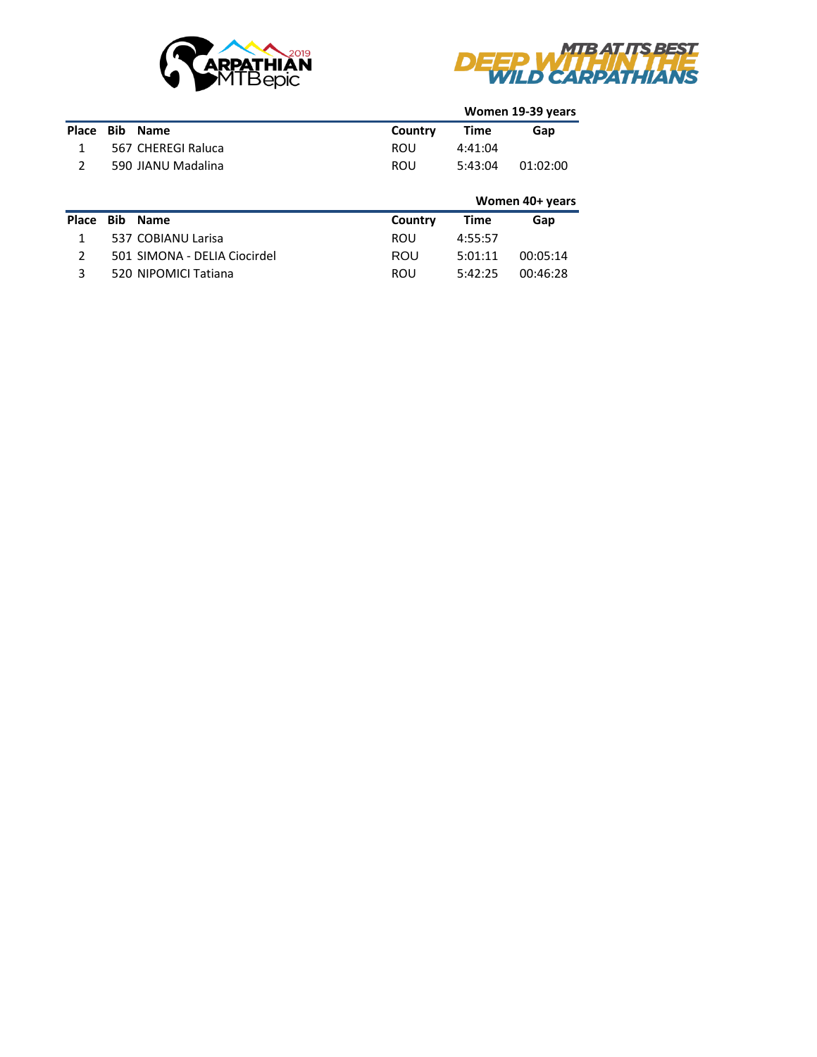## Women 19-39 years

| Place | Bib | Name | Country | Time | Gap |
|---|---|---|---|---|---|
| 1 | 567 | CHEREGI Raluca | ROU | 4:41:04 | |
| 2 | 590 | JIANU Madalina | ROU | 5:43:04 | 01:02:00 |

## Women 40+ years

| Place | Bib | Name | Country | Time | Gap |
|---|---|---|---|---|---|
| 1 | 537 | COBIANU Larisa | ROU | 4:55:57 | |
| 2 | 501 | SIMONA - DELIA Ciocirdel | ROU | 5:01:11 | 00:05:14 |
| 3 | 520 | NIPOMICI Tatiana | ROU | 5:42:25 | 00:46:28 |